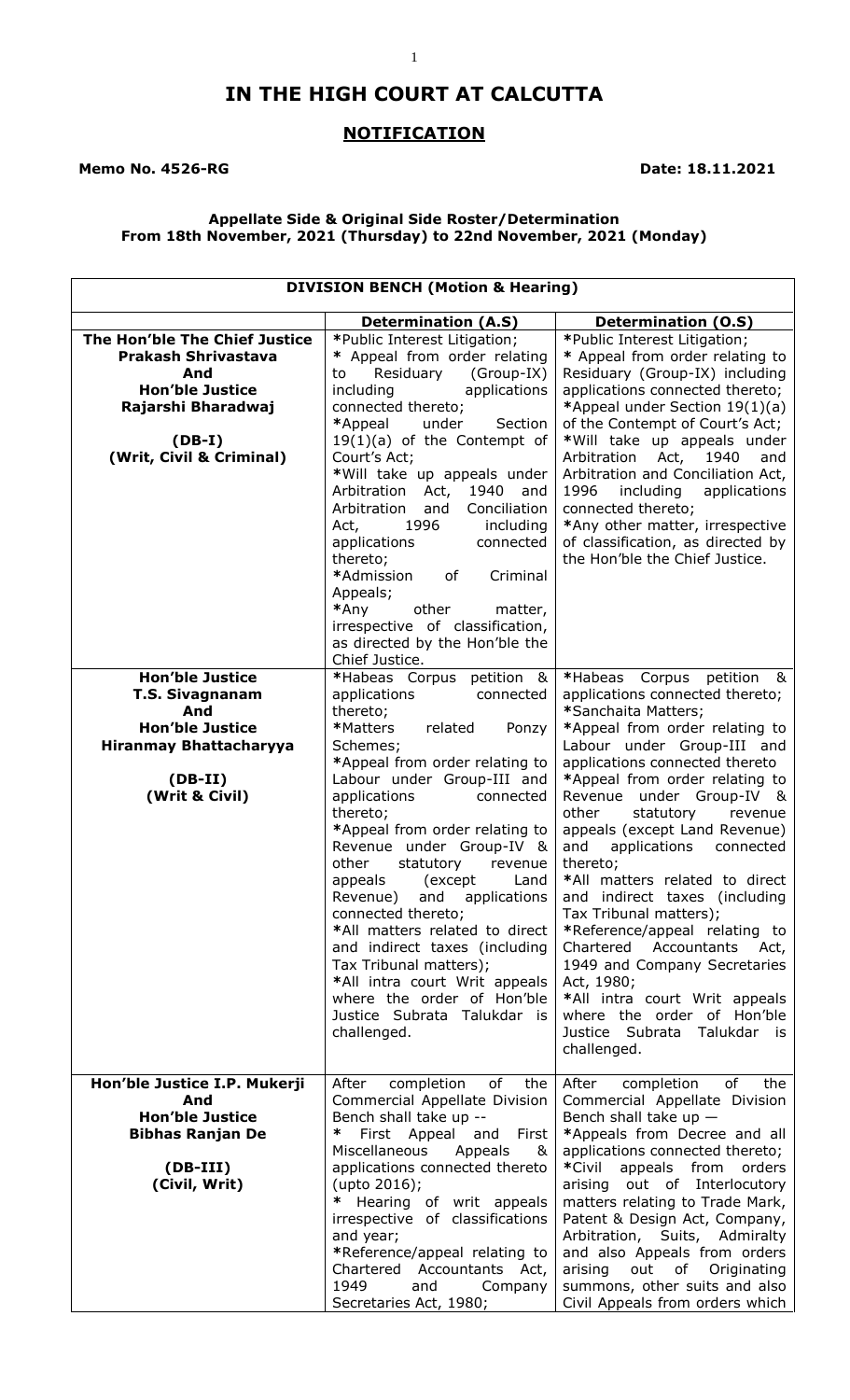# IN THE HIGH COURT AT CALCUTTA

## NOTIFICATION

**Memo No. 4526-RG** **Date: 18.11.2021**

**Appellate Side & Original Side Roster/Determination**
**From 18th November, 2021 (Thursday) to 22nd November, 2021 (Monday)**

| **DIVISION BENCH (Motion & Hearing)** | | |
|---|---|---|
| | **Determination (A.S)** | **Determination (O.S)** |
| **The Hon'ble The Chief Justice Prakash Shrivastava And Hon'ble Justice Rajarshi Bharadwaj (DB-I) (Writ, Civil & Criminal)** | *Public Interest Litigation; * Appeal from order relating to Residuary (Group-IX) including applications connected thereto; *Appeal under Section 19(1)(a) of the Contempt of Court's Act; *Will take up appeals under Arbitration Act, 1940 and Arbitration and Conciliation Act, 1996 including applications connected thereto; *Admission of Criminal Appeals; *Any other matter, irrespective of classification, as directed by the Hon'ble the Chief Justice. | *Public Interest Litigation; * Appeal from order relating to Residuary (Group-IX) including applications connected thereto; *Appeal under Section 19(1)(a) of the Contempt of Court's Act; *Will take up appeals under Arbitration Act, 1940 and Arbitration and Conciliation Act, 1996 including applications connected thereto; *Any other matter, irrespective of classification, as directed by the Hon'ble the Chief Justice. |
| **Hon'ble Justice T.S. Sivagnanam And Hon'ble Justice Hiranmay Bhattacharyya (DB-II) (Writ & Civil)** | *Habeas Corpus petition & applications connected thereto; *Matters related Ponzy Schemes; *Appeal from order relating to Labour under Group-III and applications connected thereto; *Appeal from order relating to Revenue under Group-IV & other statutory revenue appeals (except Land Revenue) and applications connected thereto; *All matters related to direct and indirect taxes (including Tax Tribunal matters); *All intra court Writ appeals where the order of Hon'ble Justice Subrata Talukdar is challenged. | *Habeas Corpus petition & applications connected thereto; *Sanchaita Matters; *Appeal from order relating to Labour under Group-III and applications connected thereto *Appeal from order relating to Revenue under Group-IV & other statutory revenue appeals (except Land Revenue) and applications connected thereto; *All matters related to direct and indirect taxes (including Tax Tribunal matters); *Reference/appeal relating to Chartered Accountants Act, 1949 and Company Secretaries Act, 1980; *All intra court Writ appeals where the order of Hon'ble Justice Subrata Talukdar is challenged. |
| **Hon'ble Justice I.P. Mukerji And Hon'ble Justice Bibhas Ranjan De (DB-III) (Civil, Writ)** | After completion of the Commercial Appellate Division Bench shall take up -- * First Appeal and First Miscellaneous Appeals & applications connected thereto (upto 2016); * Hearing of writ appeals irrespective of classifications and year; *Reference/appeal relating to Chartered Accountants Act, 1949 and Company Secretaries Act, 1980; | After completion of the Commercial Appellate Division Bench shall take up — *Appeals from Decree and all applications connected thereto; *Civil appeals from orders arising out of Interlocutory matters relating to Trade Mark, Patent & Design Act, Company, Arbitration, Suits, Admiralty and also Appeals from orders arising out of Originating summons, other suits and also Civil Appeals from orders which |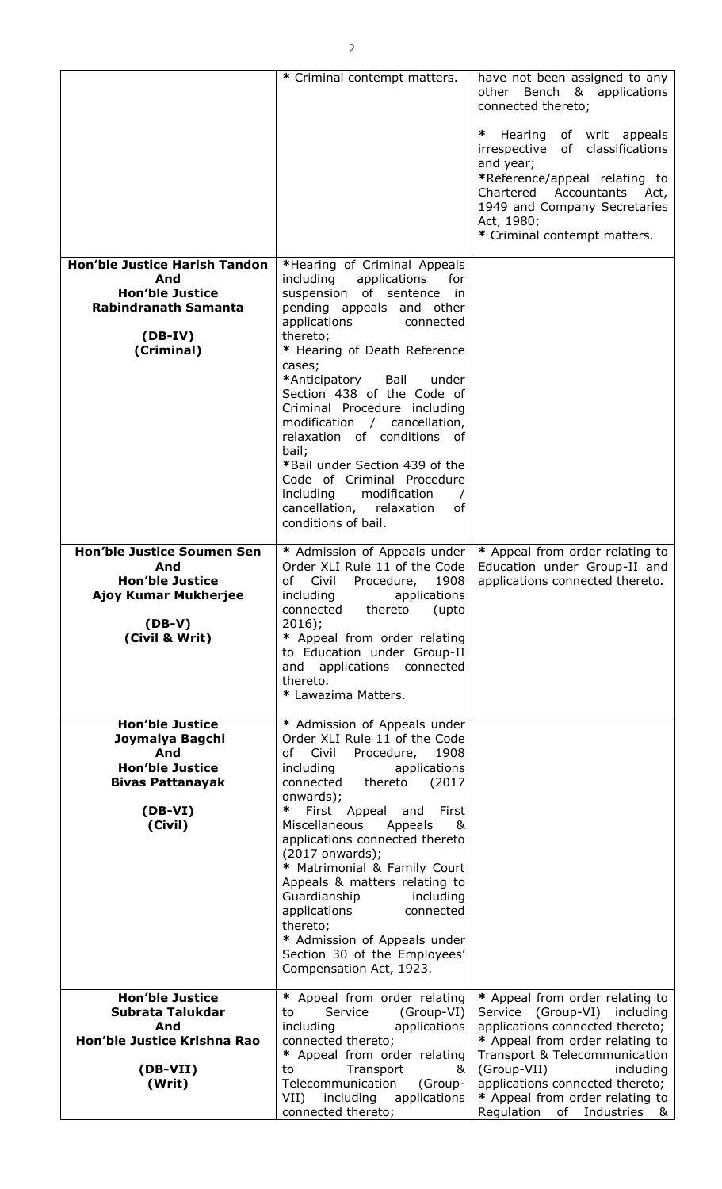| | | |
|---|---|---|
| | * Criminal contempt matters. | have not been assigned to any other Bench & applications connected thereto;<br><br>* Hearing of writ appeals irrespective of classifications and year;<br>*Reference/appeal relating to Chartered Accountants Act, 1949 and Company Secretaries Act, 1980;<br>* Criminal contempt matters. |
| **Hon'ble Justice Harish Tandon And Hon'ble Justice Rabindranath Samanta**<br><br>**(DB-IV) (Criminal)** | *Hearing of Criminal Appeals including applications for suspension of sentence in pending appeals and other applications connected thereto;<br>* Hearing of Death Reference cases;<br>*Anticipatory Bail under Section 438 of the Code of Criminal Procedure including modification / cancellation, relaxation of conditions of bail;<br>*Bail under Section 439 of the Code of Criminal Procedure including modification / cancellation, relaxation of conditions of bail. | |
| **Hon'ble Justice Soumen Sen And Hon'ble Justice Ajoy Kumar Mukherjee**<br><br>**(DB-V) (Civil & Writ)** | * Admission of Appeals under Order XLI Rule 11 of the Code of Civil Procedure, 1908 including applications connected thereto (upto 2016);<br>* Appeal from order relating to Education under Group-II and applications connected thereto.<br>* Lawazima Matters. | * Appeal from order relating to Education under Group-II and applications connected thereto. |
| **Hon'ble Justice Joymalya Bagchi And Hon'ble Justice Bivas Pattanayak**<br><br>**(DB-VI) (Civil)** | * Admission of Appeals under Order XLI Rule 11 of the Code of Civil Procedure, 1908 including applications connected thereto (2017 onwards);<br>* First Appeal and First Miscellaneous Appeals & applications connected thereto (2017 onwards);<br>* Matrimonial & Family Court Appeals & matters relating to Guardianship including applications connected thereto;<br>* Admission of Appeals under Section 30 of the Employees' Compensation Act, 1923. | |
| **Hon'ble Justice Subrata Talukdar And Hon'ble Justice Krishna Rao**<br><br>**(DB-VII) (Writ)** | * Appeal from order relating to Service (Group-VI) including applications connected thereto;<br>* Appeal from order relating to Transport & Telecommunication (Group-VII) including applications connected thereto; | * Appeal from order relating to Service (Group-VI) including applications connected thereto;<br>* Appeal from order relating to Transport & Telecommunication (Group-VII) including applications connected thereto;<br>* Appeal from order relating to Regulation of Industries & |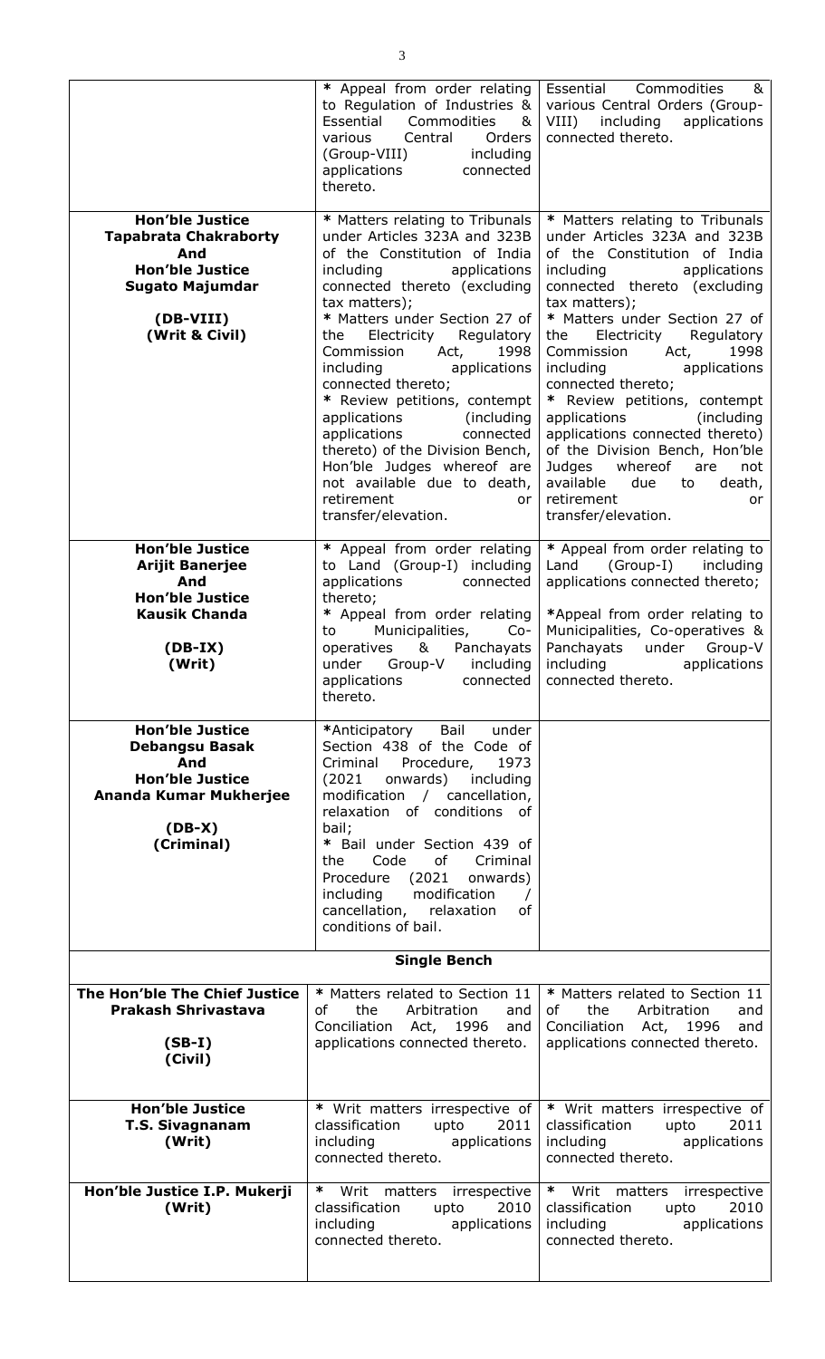| | | |
|---|---|---|
| | * Appeal from order relating to Regulation of Industries & Essential Commodities & various Central Orders (Group-VIII) including applications connected thereto. | Essential Commodities & various Central Orders (Group-VIII) including applications connected thereto. |
| **Hon'ble Justice Tapabrata Chakraborty And Hon'ble Justice Sugato Majumdar (DB-VIII) (Writ & Civil)** | * Matters relating to Tribunals under Articles 323A and 323B of the Constitution of India including applications connected thereto (excluding tax matters); * Matters under Section 27 of the Electricity Regulatory Commission Act, 1998 including applications connected thereto; * Review petitions, contempt applications (including applications connected thereto) of the Division Bench, Hon'ble Judges whereof are not available due to death, retirement or transfer/elevation. | * Matters relating to Tribunals under Articles 323A and 323B of the Constitution of India including applications connected thereto (excluding tax matters); * Matters under Section 27 of the Electricity Regulatory Commission Act, 1998 including applications connected thereto; * Review petitions, contempt applications (including applications connected thereto) of the Division Bench, Hon'ble Judges whereof are not available due to death, retirement or transfer/elevation. |
| **Hon'ble Justice Arijit Banerjee And Hon'ble Justice Kausik Chanda (DB-IX) (Writ)** | * Appeal from order relating to Land (Group-I) including applications connected thereto; * Appeal from order relating to Municipalities, Co-operatives & Panchayats under Group-V including applications connected thereto. | * Appeal from order relating to Land (Group-I) including applications connected thereto; *Appeal from order relating to Municipalities, Co-operatives & Panchayats under Group-V including applications connected thereto. |
| **Hon'ble Justice Debangsu Basak And Hon'ble Justice Ananda Kumar Mukherjee (DB-X) (Criminal)** | *Anticipatory Bail under Section 438 of the Code of Criminal Procedure, 1973 (2021 onwards) including modification / cancellation, relaxation of conditions of bail; * Bail under Section 439 of the Code of Criminal Procedure (2021 onwards) including modification / cancellation, relaxation of conditions of bail. | |
| | **Single Bench** | |
| **The Hon'ble The Chief Justice Prakash Shrivastava (SB-I) (Civil)** | * Matters related to Section 11 of the Arbitration and Conciliation Act, 1996 and applications connected thereto. | * Matters related to Section 11 of the Arbitration and Conciliation Act, 1996 and applications connected thereto. |
| **Hon'ble Justice T.S. Sivagnanam (Writ)** | * Writ matters irrespective of classification upto 2011 including applications connected thereto. | * Writ matters irrespective of classification upto 2011 including applications connected thereto. |
| **Hon'ble Justice I.P. Mukerji (Writ)** | * Writ matters irrespective classification upto 2010 including applications connected thereto. | * Writ matters irrespective classification upto 2010 including applications connected thereto. |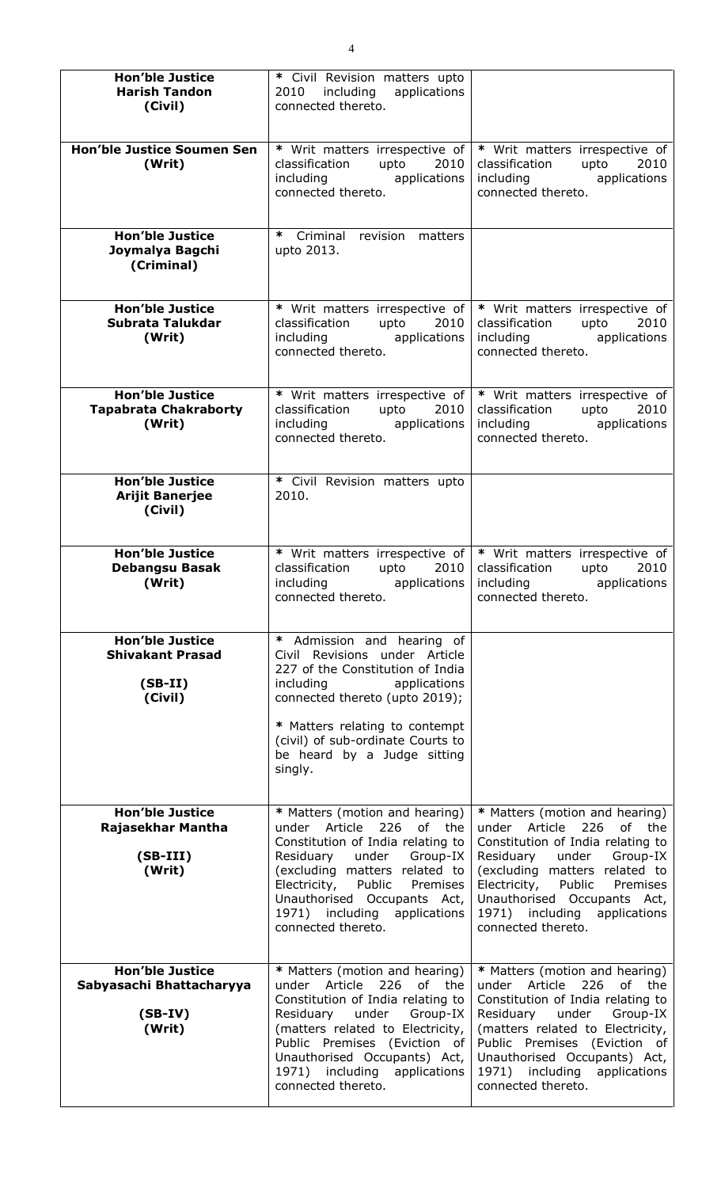| | | |
|---|---|---|
| **Hon'ble Justice Harish Tandon (Civil)** | * Civil Revision matters upto 2010 including applications connected thereto. | |
| **Hon'ble Justice Soumen Sen (Writ)** | * Writ matters irrespective of classification upto 2010 including applications connected thereto. | * Writ matters irrespective of classification upto 2010 including applications connected thereto. |
| **Hon'ble Justice Joymalya Bagchi (Criminal)** | * Criminal revision matters upto 2013. | |
| **Hon'ble Justice Subrata Talukdar (Writ)** | * Writ matters irrespective of classification upto 2010 including applications connected thereto. | * Writ matters irrespective of classification upto 2010 including applications connected thereto. |
| **Hon'ble Justice Tapabrata Chakraborty (Writ)** | * Writ matters irrespective of classification upto 2010 including applications connected thereto. | * Writ matters irrespective of classification upto 2010 including applications connected thereto. |
| **Hon'ble Justice Arijit Banerjee (Civil)** | * Civil Revision matters upto 2010. | |
| **Hon'ble Justice Debangsu Basak (Writ)** | * Writ matters irrespective of classification upto 2010 including applications connected thereto. | * Writ matters irrespective of classification upto 2010 including applications connected thereto. |
| **Hon'ble Justice Shivakant Prasad (SB-II) (Civil)** | * Admission and hearing of Civil Revisions under Article 227 of the Constitution of India including applications connected thereto (upto 2019);<br><br>* Matters relating to contempt (civil) of sub-ordinate Courts to be heard by a Judge sitting singly. | |
| **Hon'ble Justice Rajasekhar Mantha (SB-III) (Writ)** | * Matters (motion and hearing) under Article 226 of the Constitution of India relating to Residuary under Group-IX (excluding matters related to Electricity, Public Premises Unauthorised Occupants Act, 1971) including applications connected thereto. | * Matters (motion and hearing) under Article 226 of the Constitution of India relating to Residuary under Group-IX (excluding matters related to Electricity, Public Premises Unauthorised Occupants Act, 1971) including applications connected thereto. |
| **Hon'ble Justice Sabyasachi Bhattacharyya (SB-IV) (Writ)** | * Matters (motion and hearing) under Article 226 of the Constitution of India relating to Residuary under Group-IX (matters related to Electricity, Public Premises (Eviction of Unauthorised Occupants) Act, 1971) including applications connected thereto. | * Matters (motion and hearing) under Article 226 of the Constitution of India relating to Residuary under Group-IX (matters related to Electricity, Public Premises (Eviction of Unauthorised Occupants) Act, 1971) including applications connected thereto. |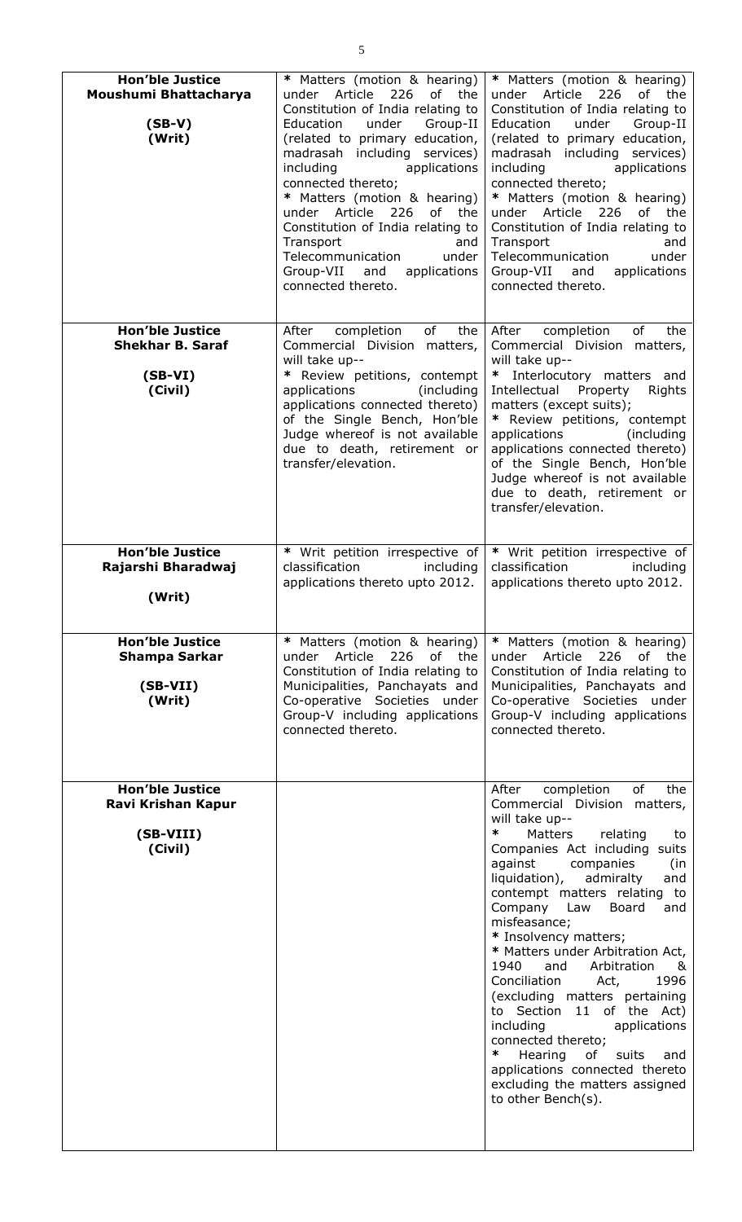| | | |
|---|---|---|
| **Hon'ble Justice Moushumi Bhattacharya (SB-V) (Writ)** | * Matters (motion & hearing) under Article 226 of the Constitution of India relating to Education under Group-II (related to primary education, madrasah including services) including applications connected thereto; * Matters (motion & hearing) under Article 226 of the Constitution of India relating to Transport and Telecommunication under Group-VII and applications connected thereto. | * Matters (motion & hearing) under Article 226 of the Constitution of India relating to Education under Group-II (related to primary education, madrasah including services) including applications connected thereto; * Matters (motion & hearing) under Article 226 of the Constitution of India relating to Transport and Telecommunication under Group-VII and applications connected thereto. |
| **Hon'ble Justice Shekhar B. Saraf (SB-VI) (Civil)** | After completion of the Commercial Division matters, will take up-- * Review petitions, contempt applications (including applications connected thereto) of the Single Bench, Hon'ble Judge whereof is not available due to death, retirement or transfer/elevation. | After completion of the Commercial Division matters, will take up-- * Interlocutory matters and Intellectual Property Rights matters (except suits); * Review petitions, contempt applications (including applications connected thereto) of the Single Bench, Hon'ble Judge whereof is not available due to death, retirement or transfer/elevation. |
| **Hon'ble Justice Rajarshi Bharadwaj (Writ)** | * Writ petition irrespective of classification including applications thereto upto 2012. | * Writ petition irrespective of classification including applications thereto upto 2012. |
| **Hon'ble Justice Shampa Sarkar (SB-VII) (Writ)** | * Matters (motion & hearing) under Article 226 of the Constitution of India relating to Municipalities, Panchayats and Co-operative Societies under Group-V including applications connected thereto. | * Matters (motion & hearing) under Article 226 of the Constitution of India relating to Municipalities, Panchayats and Co-operative Societies under Group-V including applications connected thereto. |
| **Hon'ble Justice Ravi Krishan Kapur (SB-VIII) (Civil)** | | After completion of the Commercial Division matters, will take up-- * Matters relating to Companies Act including suits against companies (in liquidation), admiralty and contempt matters relating to Company Law Board and misfeasance; * Insolvency matters; * Matters under Arbitration Act, 1940 and Arbitration & Conciliation Act, 1996 (excluding matters pertaining to Section 11 of the Act) including applications connected thereto; * Hearing of suits and applications connected thereto excluding the matters assigned to other Bench(s). |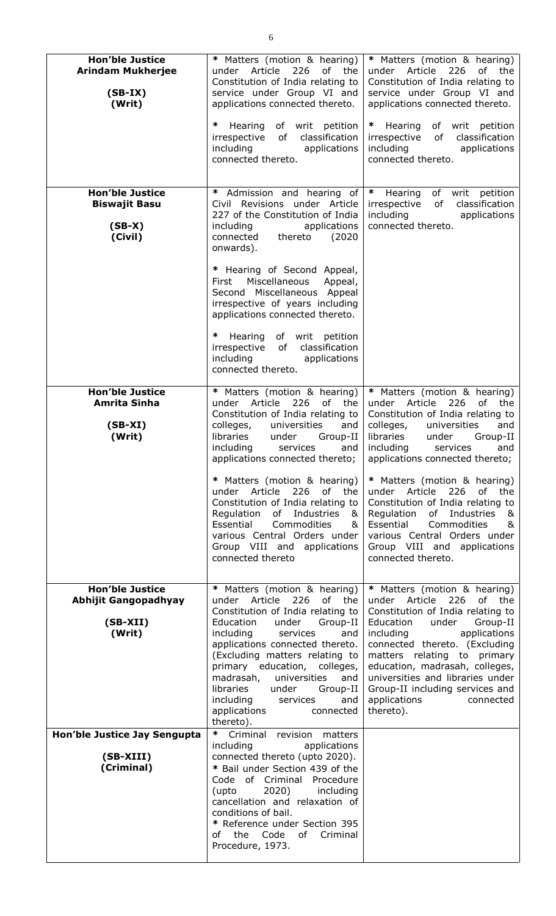| | | |
|---|---|---|
| **Hon'ble Justice Arindam Mukherjee**<br><br>**(SB-IX)**<br>**(Writ)** | * Matters (motion & hearing) under Article 226 of the Constitution of India relating to service under Group VI and applications connected thereto.<br><br>* Hearing of writ petition irrespective of classification including applications connected thereto. | * Matters (motion & hearing) under Article 226 of the Constitution of India relating to service under Group VI and applications connected thereto.<br><br>* Hearing of writ petition irrespective of classification including applications connected thereto. |
| **Hon'ble Justice Biswajit Basu**<br><br>**(SB-X)**<br>**(Civil)** | * Admission and hearing of Civil Revisions under Article 227 of the Constitution of India including applications connected thereto (2020 onwards).<br><br>* Hearing of Second Appeal, First Miscellaneous Appeal, Second Miscellaneous Appeal irrespective of years including applications connected thereto.<br><br>* Hearing of writ petition irrespective of classification including applications connected thereto. | * Hearing of writ petition irrespective of classification including applications connected thereto. |
| **Hon'ble Justice Amrita Sinha**<br><br>**(SB-XI)**<br>**(Writ)** | * Matters (motion & hearing) under Article 226 of the Constitution of India relating to colleges, universities and libraries under Group-II including services and applications connected thereto;<br><br>* Matters (motion & hearing) under Article 226 of the Constitution of India relating to Regulation of Industries & Essential Commodities & various Central Orders under Group VIII and applications connected thereto | * Matters (motion & hearing) under Article 226 of the Constitution of India relating to colleges, universities and libraries under Group-II including services and applications connected thereto;<br><br>* Matters (motion & hearing) under Article 226 of the Constitution of India relating to Regulation of Industries & Essential Commodities & various Central Orders under Group VIII and applications connected thereto. |
| **Hon'ble Justice Abhijit Gangopadhyay**<br><br>**(SB-XII)**<br>**(Writ)** | * Matters (motion & hearing) under Article 226 of the Constitution of India relating to Education under Group-II including services and applications connected thereto. (Excluding matters relating to primary education, colleges, madrasah, universities and libraries under Group-II including services and applications connected thereto). | * Matters (motion & hearing) under Article 226 of the Constitution of India relating to Education under Group-II including applications connected thereto. (Excluding matters relating to primary education, madrasah, colleges, universities and libraries under Group-II including services and applications connected thereto). |
| **Hon'ble Justice Jay Sengupta**<br><br>**(SB-XIII)**<br>**(Criminal)** | * Criminal revision matters including applications connected thereto (upto 2020).<br>* Bail under Section 439 of the Code of Criminal Procedure (upto 2020) including cancellation and relaxation of conditions of bail.<br>* Reference under Section 395 of the Code of Criminal Procedure, 1973. | |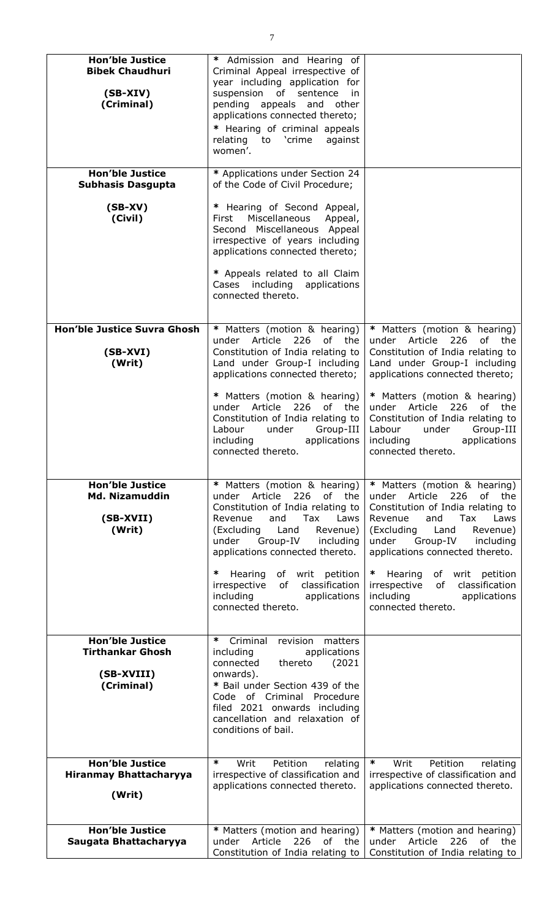| | | |
|---|---|---|
| **Hon'ble Justice Bibek Chaudhuri**<br><br>**(SB-XIV)**<br>**(Criminal)** | * Admission and Hearing of Criminal Appeal irrespective of year including application for suspension of sentence in pending appeals and other applications connected thereto;<br>* Hearing of criminal appeals relating to 'crime against women'. | |
| **Hon'ble Justice Subhasis Dasgupta**<br><br>**(SB-XV)**<br>**(Civil)** | * Applications under Section 24 of the Code of Civil Procedure;<br><br>* Hearing of Second Appeal, First Miscellaneous Appeal, Second Miscellaneous Appeal irrespective of years including applications connected thereto;<br><br>* Appeals related to all Claim Cases including applications connected thereto. | |
| **Hon'ble Justice Suvra Ghosh**<br><br>**(SB-XVI)**<br>**(Writ)** | * Matters (motion & hearing) under Article 226 of the Constitution of India relating to Land under Group-I including applications connected thereto;<br><br>* Matters (motion & hearing) under Article 226 of the Constitution of India relating to Labour under Group-III including applications connected thereto. | * Matters (motion & hearing) under Article 226 of the Constitution of India relating to Land under Group-I including applications connected thereto;<br><br>* Matters (motion & hearing) under Article 226 of the Constitution of India relating to Labour under Group-III including applications connected thereto. |
| **Hon'ble Justice Md. Nizamuddin**<br><br>**(SB-XVII)**<br>**(Writ)** | * Matters (motion & hearing) under Article 226 of the Constitution of India relating to Revenue and Tax Laws (Excluding Land Revenue) under Group-IV including applications connected thereto.<br><br>* Hearing of writ petition irrespective of classification including applications connected thereto. | * Matters (motion & hearing) under Article 226 of the Constitution of India relating to Revenue and Tax Laws (Excluding Land Revenue) under Group-IV including applications connected thereto.<br><br>* Hearing of writ petition irrespective of classification including applications connected thereto. |
| **Hon'ble Justice Tirthankar Ghosh**<br><br>**(SB-XVIII)**<br>**(Criminal)** | * Criminal revision matters including applications connected thereto (2021 onwards).<br>* Bail under Section 439 of the Code of Criminal Procedure filed 2021 onwards including cancellation and relaxation of conditions of bail. | |
| **Hon'ble Justice Hiranmay Bhattacharyya**<br><br>**(Writ)** | * Writ Petition relating irrespective of classification and applications connected thereto. | * Writ Petition relating irrespective of classification and applications connected thereto. |
| **Hon'ble Justice Saugata Bhattacharyya** | * Matters (motion and hearing) under Article 226 of the Constitution of India relating to | * Matters (motion and hearing) under Article 226 of the Constitution of India relating to |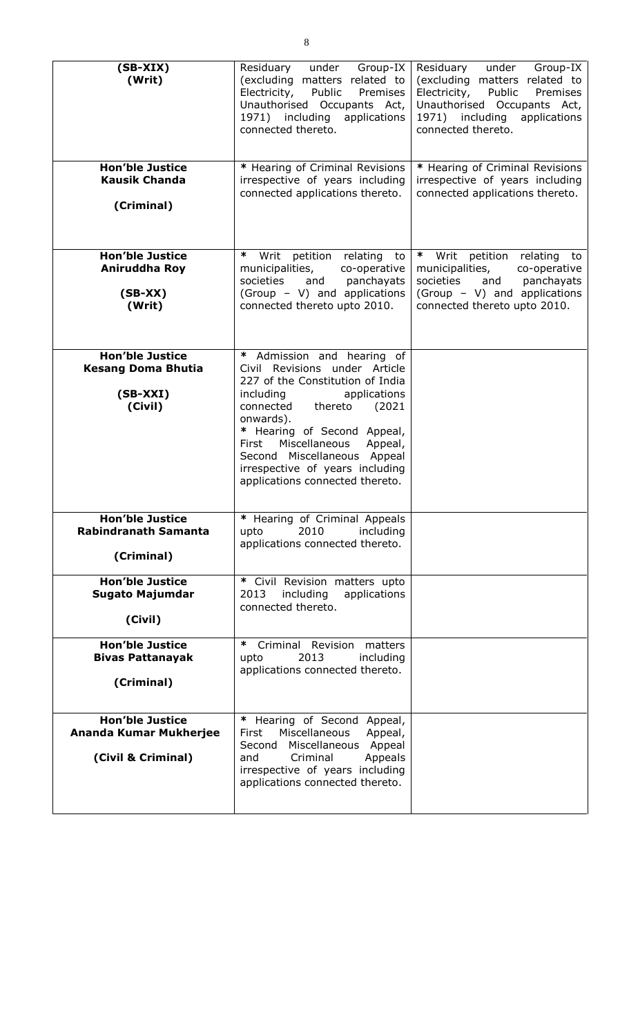| | | |
|---|---|---|
| **(SB-XIX)**<br>**(Writ)** | Residuary under Group-IX (excluding matters related to Electricity, Public Premises Unauthorised Occupants Act, 1971) including applications connected thereto. | Residuary under Group-IX (excluding matters related to Electricity, Public Premises Unauthorised Occupants Act, 1971) including applications connected thereto. |
| **Hon'ble Justice**<br>**Kausik Chanda**<br><br>**(Criminal)** | * Hearing of Criminal Revisions irrespective of years including connected applications thereto. | * Hearing of Criminal Revisions irrespective of years including connected applications thereto. |
| **Hon'ble Justice**<br>**Aniruddha Roy**<br><br>**(SB-XX)**<br>**(Writ)** | * Writ petition relating to municipalities, co-operative societies and panchayats (Group – V) and applications connected thereto upto 2010. | * Writ petition relating to municipalities, co-operative societies and panchayats (Group – V) and applications connected thereto upto 2010. |
| **Hon'ble Justice**<br>**Kesang Doma Bhutia**<br><br>**(SB-XXI)**<br>**(Civil)** | * Admission and hearing of Civil Revisions under Article 227 of the Constitution of India including applications connected thereto (2021 onwards).<br>* Hearing of Second Appeal, First Miscellaneous Appeal, Second Miscellaneous Appeal irrespective of years including applications connected thereto. | |
| **Hon'ble Justice**<br>**Rabindranath Samanta**<br><br>**(Criminal)** | * Hearing of Criminal Appeals upto 2010 including applications connected thereto. | |
| **Hon'ble Justice**<br>**Sugato Majumdar**<br><br>**(Civil)** | * Civil Revision matters upto 2013 including applications connected thereto. | |
| **Hon'ble Justice**<br>**Bivas Pattanayak**<br><br>**(Criminal)** | * Criminal Revision matters upto 2013 including applications connected thereto. | |
| **Hon'ble Justice**<br>**Ananda Kumar Mukherjee**<br><br>**(Civil & Criminal)** | * Hearing of Second Appeal, First Miscellaneous Appeal, Second Miscellaneous Appeal and Criminal Appeals irrespective of years including applications connected thereto. | |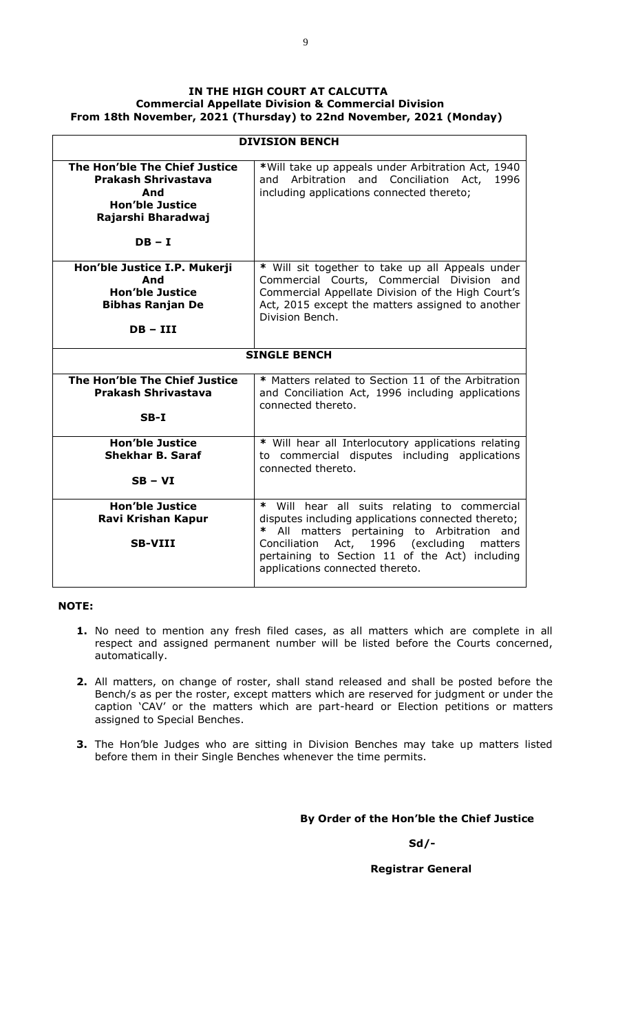**IN THE HIGH COURT AT CALCUTTA**
**Commercial Appellate Division & Commercial Division**
**From 18th November, 2021 (Thursday) to 22nd November, 2021 (Monday)**

| | |
|---|---|
| **DIVISION BENCH** | |
| **The Hon'ble The Chief Justice Prakash Shrivastava And Hon'ble Justice Rajarshi Bharadwaj**<br><br>**DB – I** | *Will take up appeals under Arbitration Act, 1940 and Arbitration and Conciliation Act, 1996 including applications connected thereto; |
| **Hon'ble Justice I.P. Mukerji And Hon'ble Justice Bibhas Ranjan De**<br><br>**DB – III** | * Will sit together to take up all Appeals under Commercial Courts, Commercial Division and Commercial Appellate Division of the High Court's Act, 2015 except the matters assigned to another Division Bench. |
| **SINGLE BENCH** | |
| **The Hon'ble The Chief Justice Prakash Shrivastava**<br><br>**SB-I** | * Matters related to Section 11 of the Arbitration and Conciliation Act, 1996 including applications connected thereto. |
| **Hon'ble Justice Shekhar B. Saraf**<br><br>**SB – VI** | * Will hear all Interlocutory applications relating to commercial disputes including applications connected thereto. |
| **Hon'ble Justice Ravi Krishan Kapur**<br><br>**SB-VIII** | * Will hear all suits relating to commercial disputes including applications connected thereto;<br>* All matters pertaining to Arbitration and Conciliation Act, 1996 (excluding matters pertaining to Section 11 of the Act) including applications connected thereto. |

**NOTE:**

1. No need to mention any fresh filed cases, as all matters which are complete in all respect and assigned permanent number will be listed before the Courts concerned, automatically.
2. All matters, on change of roster, shall stand released and shall be posted before the Bench/s as per the roster, except matters which are reserved for judgment or under the caption 'CAV' or the matters which are part-heard or Election petitions or matters assigned to Special Benches.
3. The Hon'ble Judges who are sitting in Division Benches may take up matters listed before them in their Single Benches whenever the time permits.

**By Order of the Hon'ble the Chief Justice**

**Sd/-**

**Registrar General**